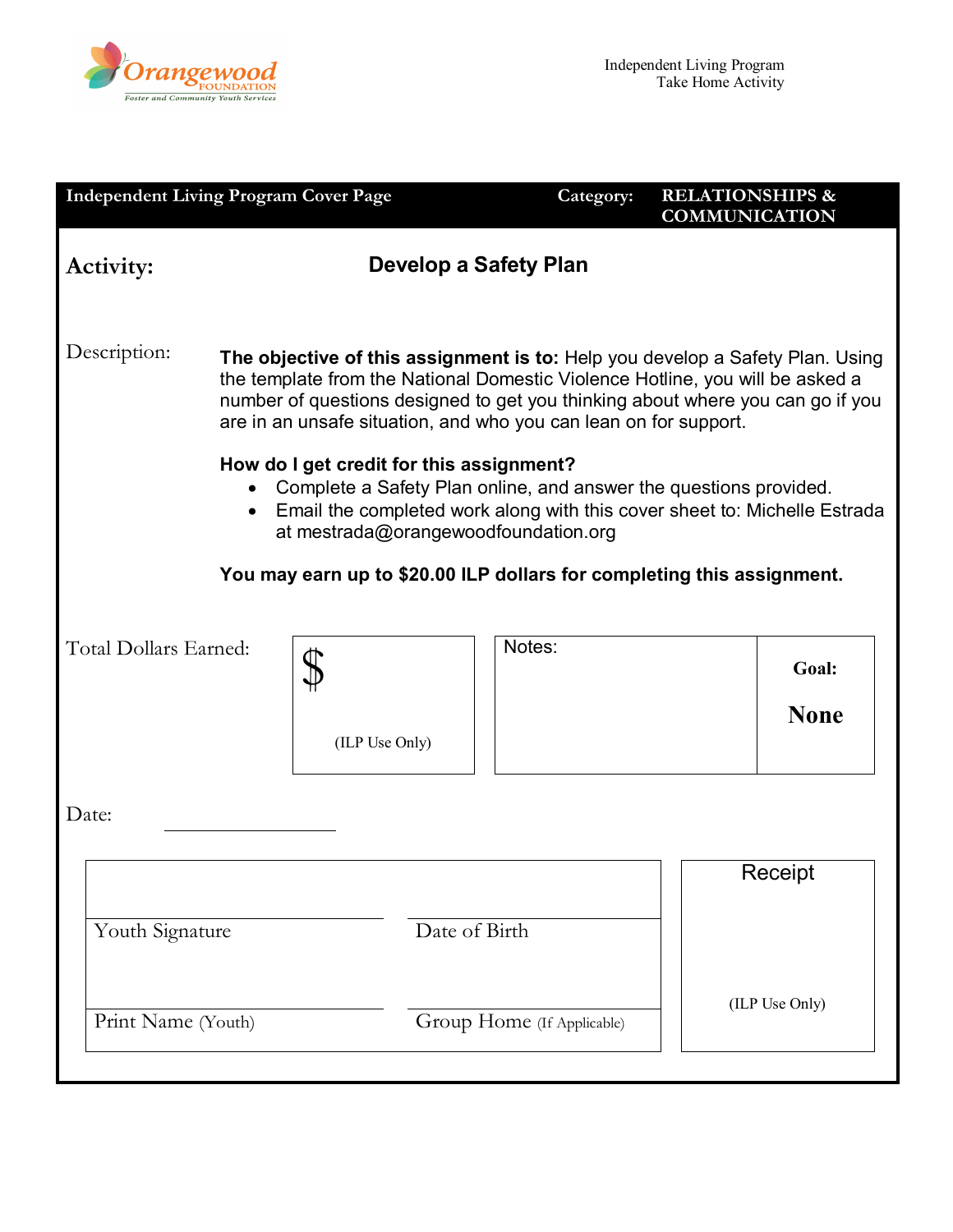Orangewood FOUNDATION
Foster and Community Youth Services

Independent Living Program
Take Home Activity

**Independent Living Program Cover Page** | **Category:** **RELATIONSHIPS & COMMUNICATION**

**Activity:** **Develop a Safety Plan**

Description:

**The objective of this assignment is to:** Help you develop a Safety Plan. Using the template from the National Domestic Violence Hotline, you will be asked a number of questions designed to get you thinking about where you can go if you are in an unsafe situation, and who you can lean on for support.

**How do I get credit for this assignment?**

- Complete a Safety Plan online, and answer the questions provided.
- Email the completed work along with this cover sheet to: Michelle Estrada at mestrada@orangewoodfoundation.org

**You may earn up to $20.00 ILP dollars for completing this assignment.**

| Total Dollars Earned: | $ (ILP Use Only) | Notes: | **Goal:** **None** |
|---|---|---|---|

Date: ____________

| | | |
|---|---|---|
| Youth Signature | Date of Birth | Receipt |
| Print Name (Youth) | Group Home (If Applicable) | (ILP Use Only) |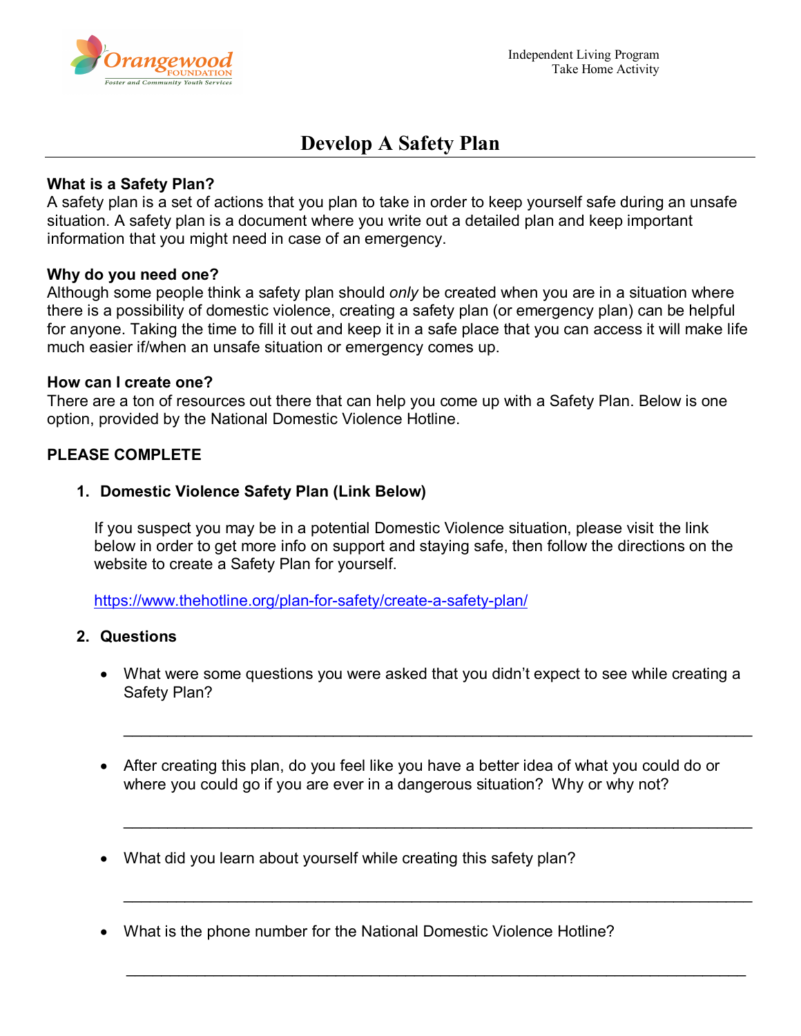Independent Living Program
Take Home Activity

# Develop A Safety Plan

**What is a Safety Plan?**
A safety plan is a set of actions that you plan to take in order to keep yourself safe during an unsafe situation. A safety plan is a document where you write out a detailed plan and keep important information that you might need in case of an emergency.

**Why do you need one?**
Although some people think a safety plan should *only* be created when you are in a situation where there is a possibility of domestic violence, creating a safety plan (or emergency plan) can be helpful for anyone. Taking the time to fill it out and keep it in a safe place that you can access it will make life much easier if/when an unsafe situation or emergency comes up.

**How can I create one?**
There are a ton of resources out there that can help you come up with a Safety Plan. Below is one option, provided by the National Domestic Violence Hotline.

**PLEASE COMPLETE**

1. **Domestic Violence Safety Plan (Link Below)**

   If you suspect you may be in a potential Domestic Violence situation, please visit the link below in order to get more info on support and staying safe, then follow the directions on the website to create a Safety Plan for yourself.

   https://www.thehotline.org/plan-for-safety/create-a-safety-plan/

2. **Questions**

   - What were some questions you were asked that you didn't expect to see while creating a Safety Plan?

     ______________________________________________________________________

   - After creating this plan, do you feel like you have a better idea of what you could do or where you could go if you are ever in a dangerous situation? Why or why not?

     ______________________________________________________________________

   - What did you learn about yourself while creating this safety plan?

     ______________________________________________________________________

   - What is the phone number for the National Domestic Violence Hotline?

     ______________________________________________________________________